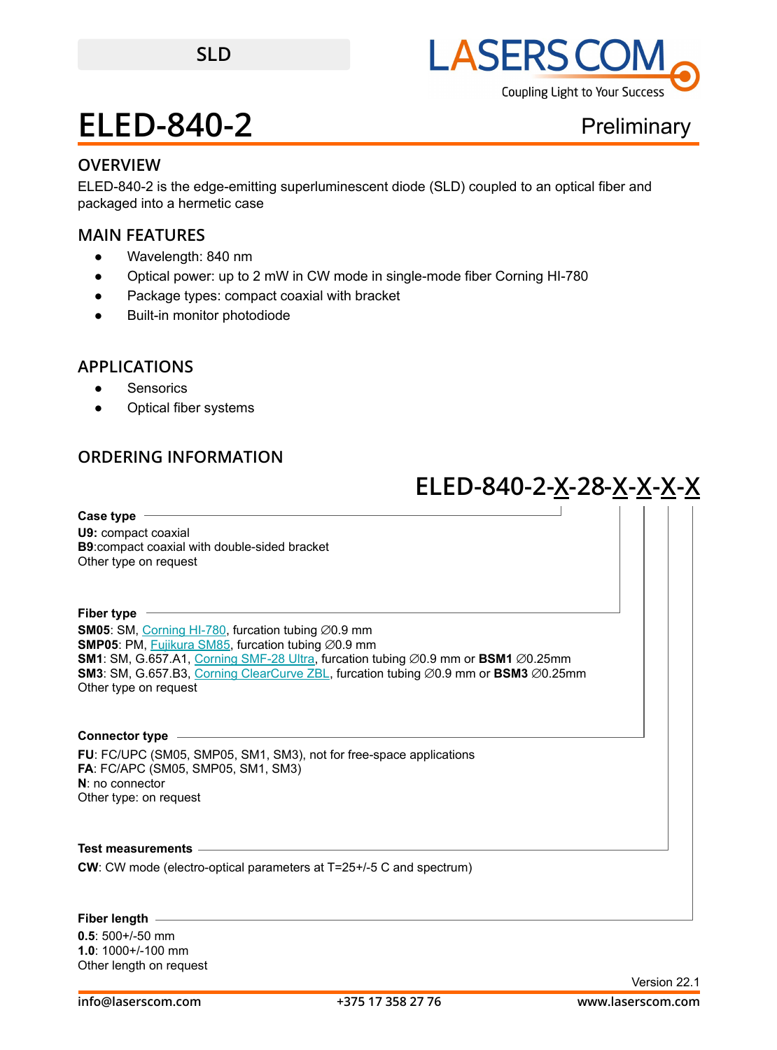SLD

# ELED-840-2

Preliminary

## OVERVIEW

ELED-840-2 is the edge-emitting superluminescent diode (SLD) coupled to an optical fiber and packaged into a hermetic case

## MAIN FEATURES

- Wavelength: 840 nm
- Optical power: up to 2 mW in CW mode in single-mode fiber Corning HI-780
- Package types: compact coaxial with bracket
- Built-in monitor photodiode

## APPLICATIONS

- Sensorics
- Optical fiber systems

## ORDERING INFORMATION

**ELED-840-2-X-28-X-X-X-X**

**Case type**

**U9:** compact coaxial
**B9**:compact coaxial with double-sided bracket
Other type on request

**Fiber type**

**SM05**: SM, Corning HI-780, furcation tubing ∅0.9 mm
**SMP05**: PM, Fujikura SM85, furcation tubing ∅0.9 mm
**SM1**: SM, G.657.A1, Corning SMF-28 Ultra, furcation tubing ∅0.9 mm or **BSM1** ∅0.25mm
**SM3**: SM, G.657.B3, Corning ClearCurve ZBL, furcation tubing ∅0.9 mm or **BSM3** ∅0.25mm
Other type on request

**Connector type**

**FU**: FC/UPC (SM05, SMP05, SM1, SM3), not for free-space applications
**FA**: FC/APC (SM05, SMP05, SM1, SM3)
**N**: no connector
Other type: on request

**Test measurements**

**CW**: CW mode (electro-optical parameters at T=25+/-5 C and spectrum)

**Fiber length**

**0.5**: 500+/-50 mm
**1.0**: 1000+/-100 mm
Other length on request

Version 22.1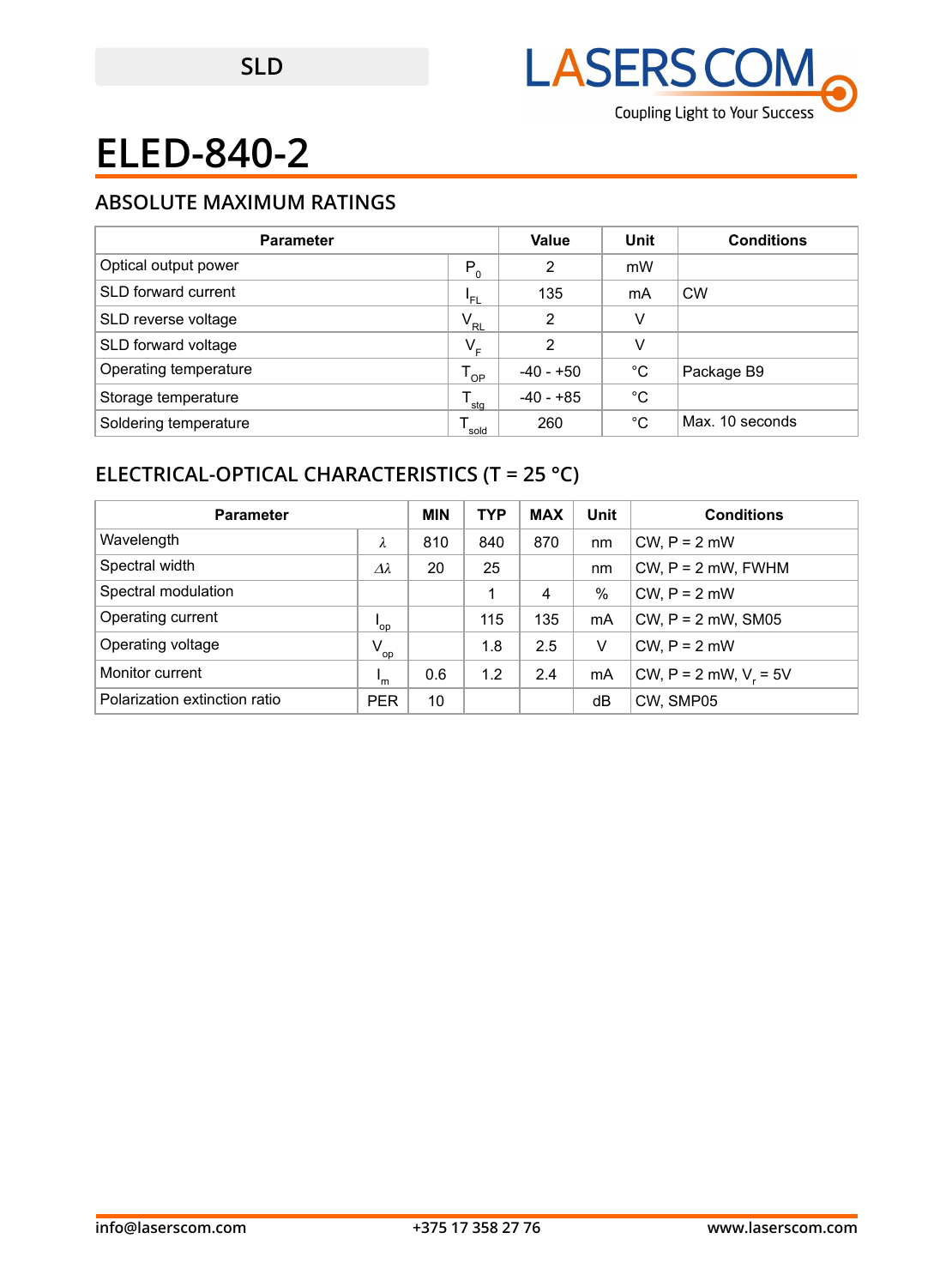SLD

# ELED-840-2

## ABSOLUTE MAXIMUM RATINGS

| Parameter | | Value | Unit | Conditions |
|---|---|---|---|---|
| Optical output power | $P_0$ | 2 | mW | |
| SLD forward current | $I_{FL}$ | 135 | mA | CW |
| SLD reverse voltage | $V_{RL}$ | 2 | V | |
| SLD forward voltage | $V_F$ | 2 | V | |
| Operating temperature | $T_{OP}$ | -40 - +50 | °C | Package B9 |
| Storage temperature | $T_{stg}$ | -40 - +85 | °C | |
| Soldering temperature | $T_{sold}$ | 260 | °C | Max. 10 seconds |

## ELECTRICAL-OPTICAL CHARACTERISTICS (T = 25 °C)

| Parameter | | MIN | TYP | MAX | Unit | Conditions |
|---|---|---|---|---|---|---|
| Wavelength | $\lambda$ | 810 | 840 | 870 | nm | CW, P = 2 mW |
| Spectral width | $\Delta\lambda$ | 20 | 25 | | nm | CW, P = 2 mW, FWHM |
| Spectral modulation | | | 1 | 4 | % | CW, P = 2 mW |
| Operating current | $I_{op}$ | | 115 | 135 | mA | CW, P = 2 mW, SM05 |
| Operating voltage | $V_{op}$ | | 1.8 | 2.5 | V | CW, P = 2 mW |
| Monitor current | $I_m$ | 0.6 | 1.2 | 2.4 | mA | CW, P = 2 mW, $V_r$ = 5V |
| Polarization extinction ratio | PER | 10 | | | dB | CW, SMP05 |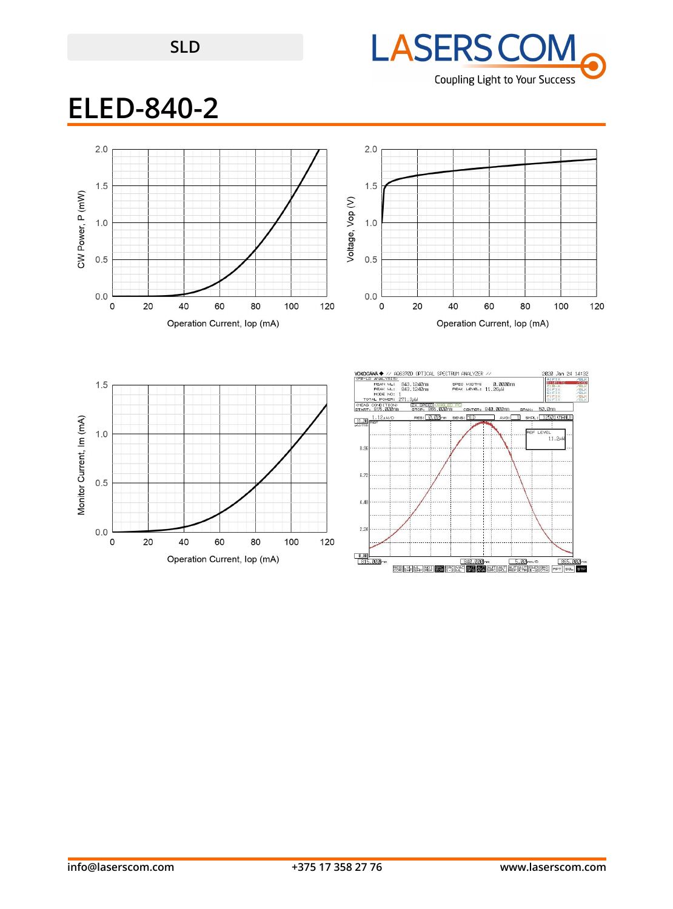SLD

# ELED-840-2

CW Power, P (mW)

Operation Current, Iop (mA)

Voltage, Vop (V)

Operation Current, Iop (mA)

Monitor Current, Im (mA)

Operation Current, Iop (mA)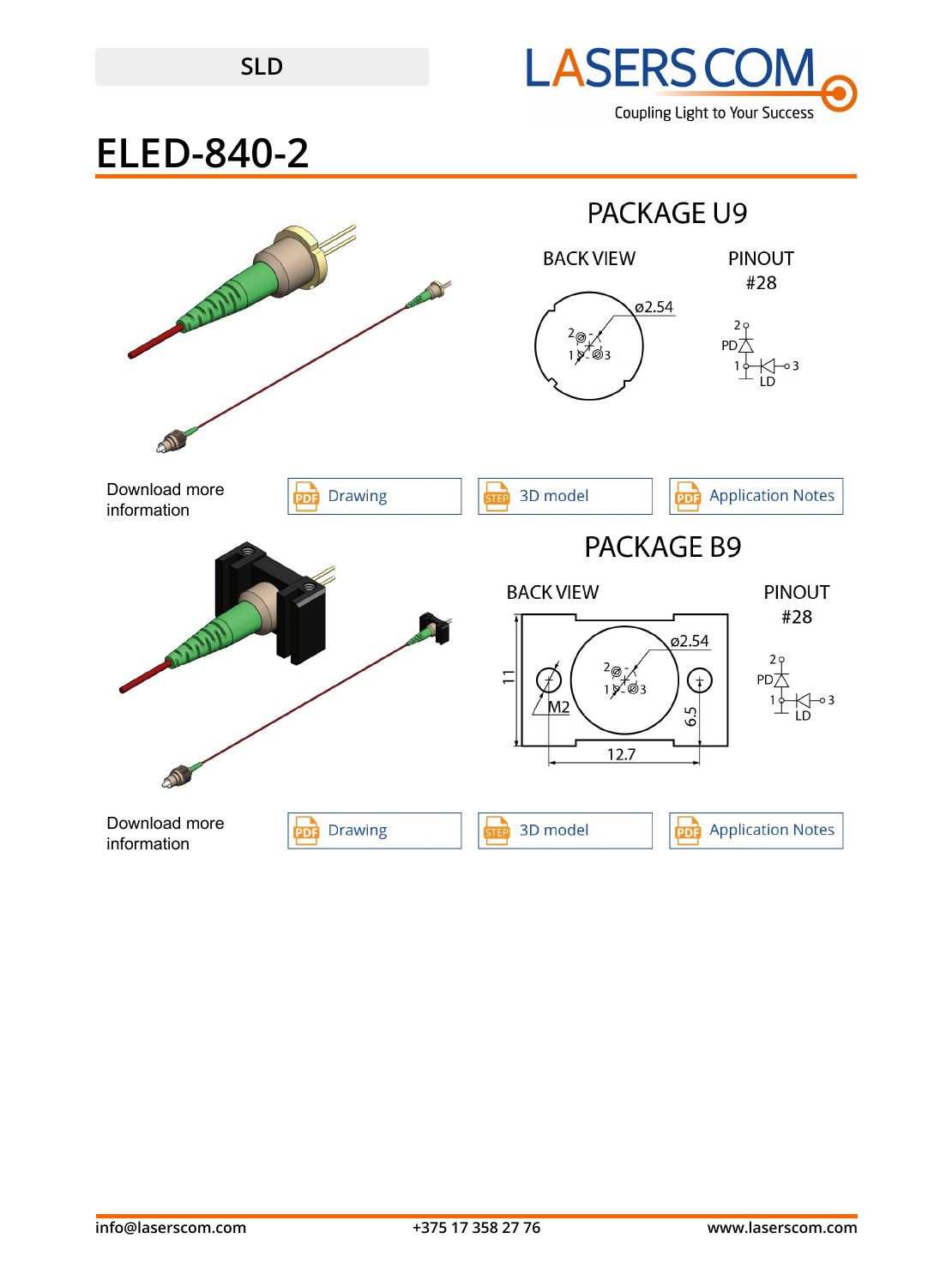SLD

# ELED-840-2

## PACKAGE U9

BACK VIEW

PINOUT #28

Download more information

Drawing | 3D model | Application Notes

## PACKAGE B9

BACK VIEW

PINOUT #28

Download more information

Drawing | 3D model | Application Notes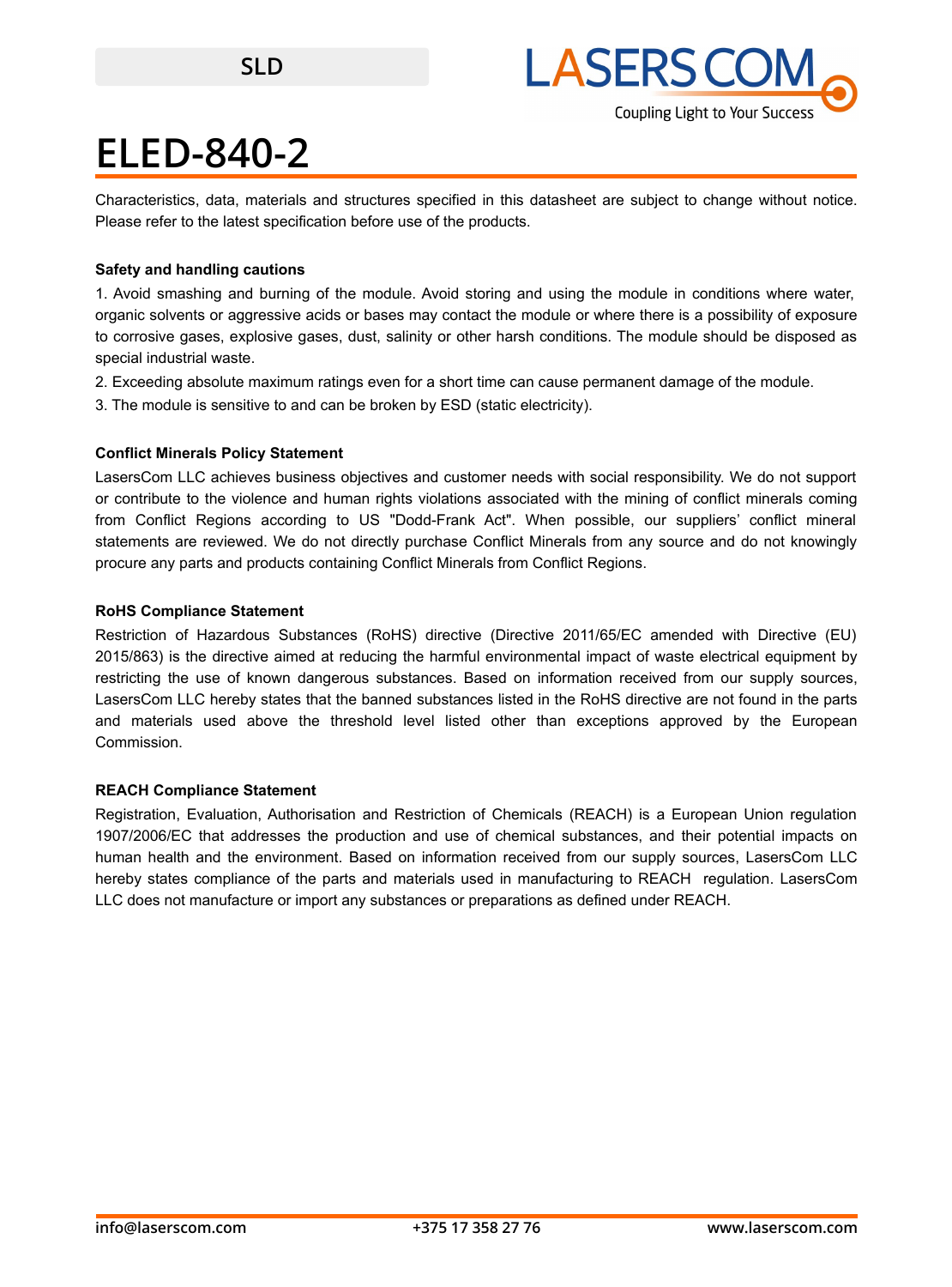# ELED-840-2

Characteristics, data, materials and structures specified in this datasheet are subject to change without notice. Please refer to the latest specification before use of the products.

**Safety and handling cautions**

1. Avoid smashing and burning of the module. Avoid storing and using the module in conditions where water, organic solvents or aggressive acids or bases may contact the module or where there is a possibility of exposure to corrosive gases, explosive gases, dust, salinity or other harsh conditions. The module should be disposed as special industrial waste.
2. Exceeding absolute maximum ratings even for a short time can cause permanent damage of the module.
3. The module is sensitive to and can be broken by ESD (static electricity).

**Conflict Minerals Policy Statement**

LasersCom LLC achieves business objectives and customer needs with social responsibility. We do not support or contribute to the violence and human rights violations associated with the mining of conflict minerals coming from Conflict Regions according to US "Dodd-Frank Act". When possible, our suppliers' conflict mineral statements are reviewed. We do not directly purchase Conflict Minerals from any source and do not knowingly procure any parts and products containing Conflict Minerals from Conflict Regions.

**RoHS Compliance Statement**

Restriction of Hazardous Substances (RoHS) directive (Directive 2011/65/EC amended with Directive (EU) 2015/863) is the directive aimed at reducing the harmful environmental impact of waste electrical equipment by restricting the use of known dangerous substances. Based on information received from our supply sources, LasersCom LLC hereby states that the banned substances listed in the RoHS directive are not found in the parts and materials used above the threshold level listed other than exceptions approved by the European Commission.

**REACH Compliance Statement**

Registration, Evaluation, Authorisation and Restriction of Chemicals (REACH) is a European Union regulation 1907/2006/EC that addresses the production and use of chemical substances, and their potential impacts on human health and the environment. Based on information received from our supply sources, LasersCom LLC hereby states compliance of the parts and materials used in manufacturing to REACH regulation. LasersCom LLC does not manufacture or import any substances or preparations as defined under REACH.